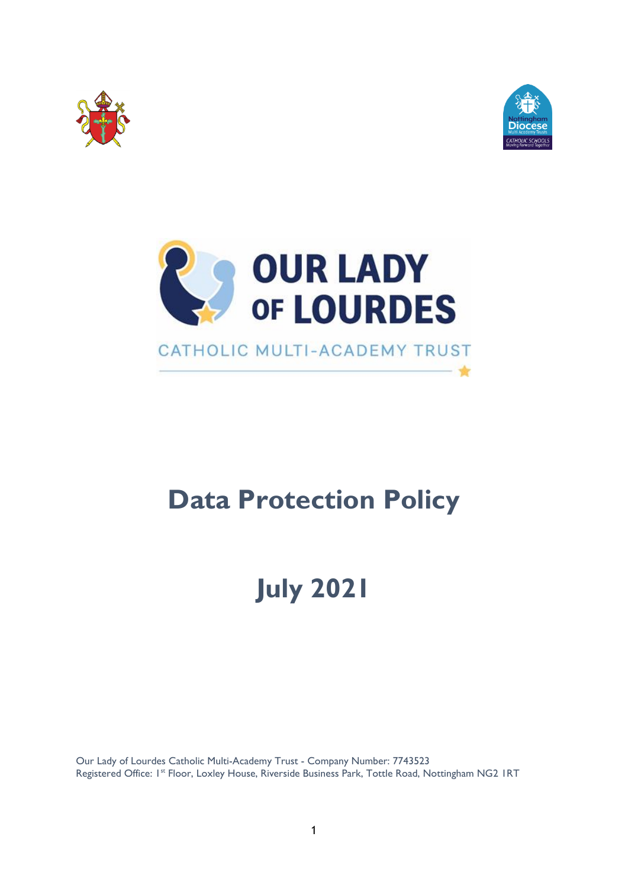OUR LADY OF LOURDES

CATHOLIC MULTI-ACADEMY TRUST

# Data Protection Policy

# July 2021

Our Lady of Lourdes Catholic Multi-Academy Trust - Company Number: 7743523
Registered Office: 1st Floor, Loxley House, Riverside Business Park, Tottle Road, Nottingham NG2 1RT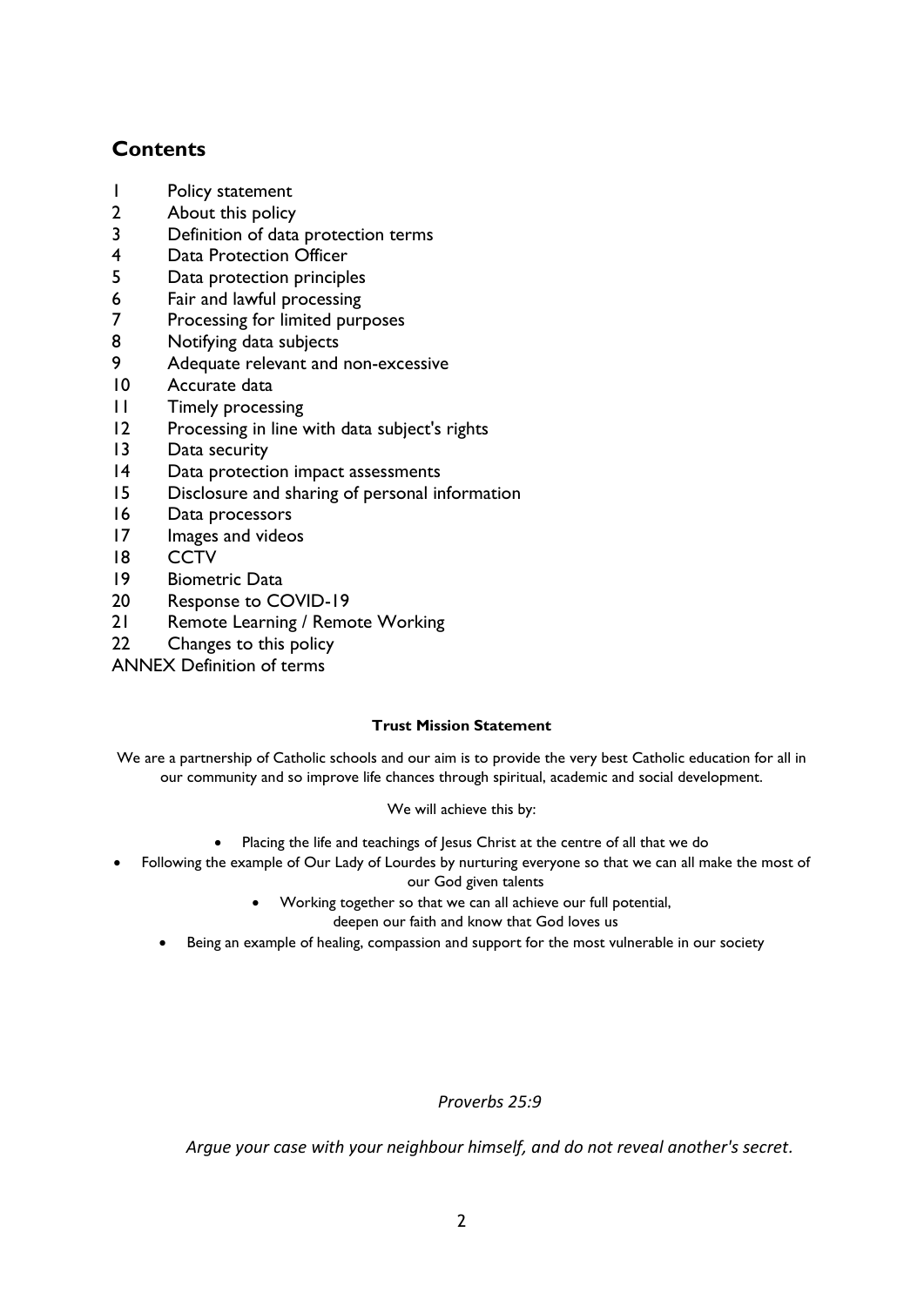## Contents

1 Policy statement
2 About this policy
3 Definition of data protection terms
4 Data Protection Officer
5 Data protection principles
6 Fair and lawful processing
7 Processing for limited purposes
8 Notifying data subjects
9 Adequate relevant and non-excessive
10 Accurate data
11 Timely processing
12 Processing in line with data subject's rights
13 Data security
14 Data protection impact assessments
15 Disclosure and sharing of personal information
16 Data processors
17 Images and videos
18 CCTV
19 Biometric Data
20 Response to COVID-19
21 Remote Learning / Remote Working
22 Changes to this policy
ANNEX Definition of terms

**Trust Mission Statement**

We are a partnership of Catholic schools and our aim is to provide the very best Catholic education for all in our community and so improve life chances through spiritual, academic and social development.

We will achieve this by:

- Placing the life and teachings of Jesus Christ at the centre of all that we do
- Following the example of Our Lady of Lourdes by nurturing everyone so that we can all make the most of our God given talents
- Working together so that we can all achieve our full potential, deepen our faith and know that God loves us
- Being an example of healing, compassion and support for the most vulnerable in our society

*Proverbs 25:9*

*Argue your case with your neighbour himself, and do not reveal another's secret.*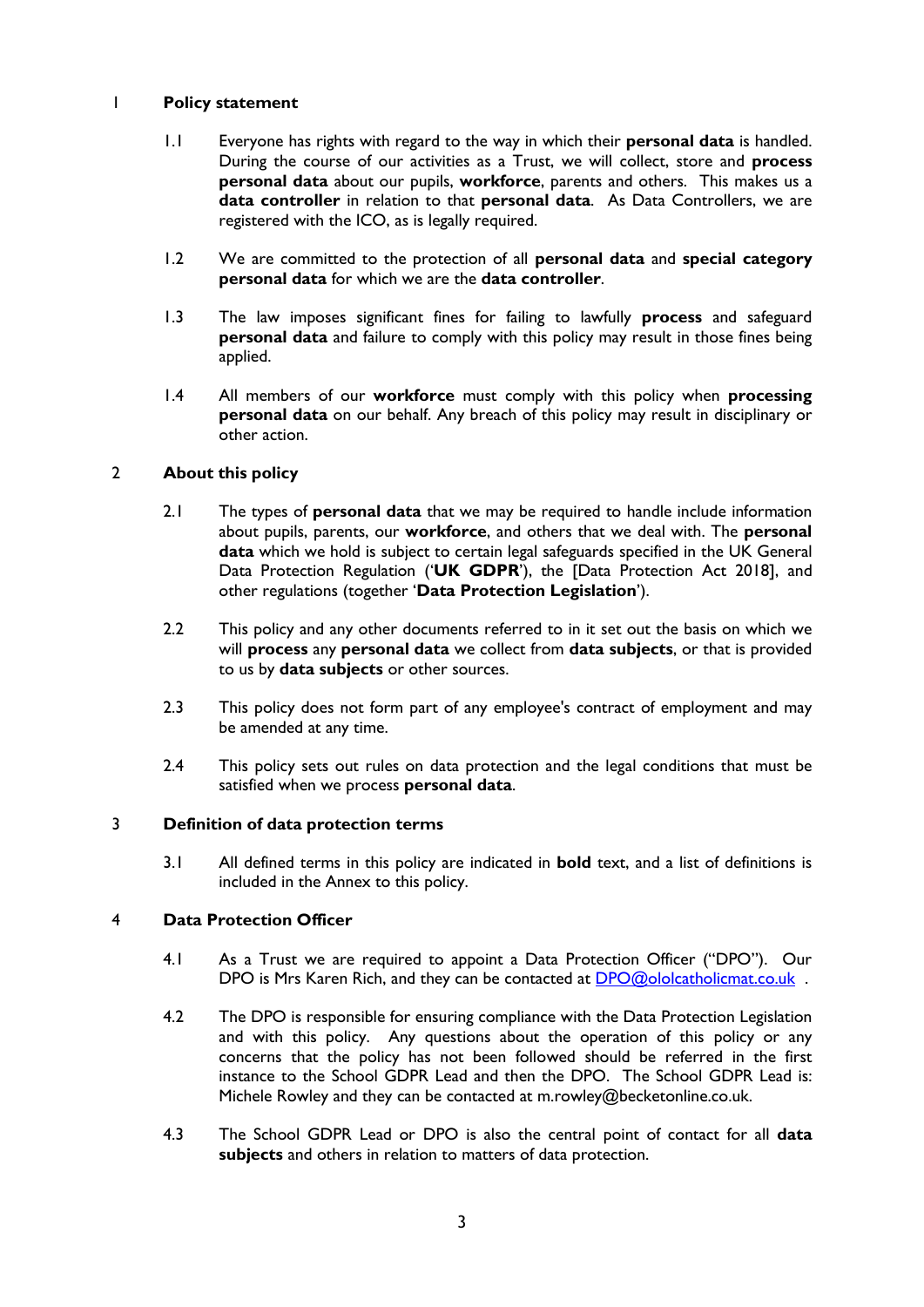## 1 Policy statement

1.1 Everyone has rights with regard to the way in which their **personal data** is handled. During the course of our activities as a Trust, we will collect, store and **process personal data** about our pupils, **workforce**, parents and others. This makes us a **data controller** in relation to that **personal data**. As Data Controllers, we are registered with the ICO, as is legally required.

1.2 We are committed to the protection of all **personal data** and **special category personal data** for which we are the **data controller**.

1.3 The law imposes significant fines for failing to lawfully **process** and safeguard **personal data** and failure to comply with this policy may result in those fines being applied.

1.4 All members of our **workforce** must comply with this policy when **processing personal data** on our behalf. Any breach of this policy may result in disciplinary or other action.

## 2 About this policy

2.1 The types of **personal data** that we may be required to handle include information about pupils, parents, our **workforce**, and others that we deal with. The **personal data** which we hold is subject to certain legal safeguards specified in the UK General Data Protection Regulation ('**UK GDPR**'), the [Data Protection Act 2018], and other regulations (together '**Data Protection Legislation**').

2.2 This policy and any other documents referred to in it set out the basis on which we will **process** any **personal data** we collect from **data subjects**, or that is provided to us by **data subjects** or other sources.

2.3 This policy does not form part of any employee's contract of employment and may be amended at any time.

2.4 This policy sets out rules on data protection and the legal conditions that must be satisfied when we process **personal data**.

## 3 Definition of data protection terms

3.1 All defined terms in this policy are indicated in **bold** text, and a list of definitions is included in the Annex to this policy.

## 4 Data Protection Officer

4.1 As a Trust we are required to appoint a Data Protection Officer ("DPO"). Our DPO is Mrs Karen Rich, and they can be contacted at DPO@ololcatholicmat.co.uk .

4.2 The DPO is responsible for ensuring compliance with the Data Protection Legislation and with this policy. Any questions about the operation of this policy or any concerns that the policy has not been followed should be referred in the first instance to the School GDPR Lead and then the DPO. The School GDPR Lead is: Michele Rowley and they can be contacted at m.rowley@becketonline.co.uk.

4.3 The School GDPR Lead or DPO is also the central point of contact for all **data subjects** and others in relation to matters of data protection.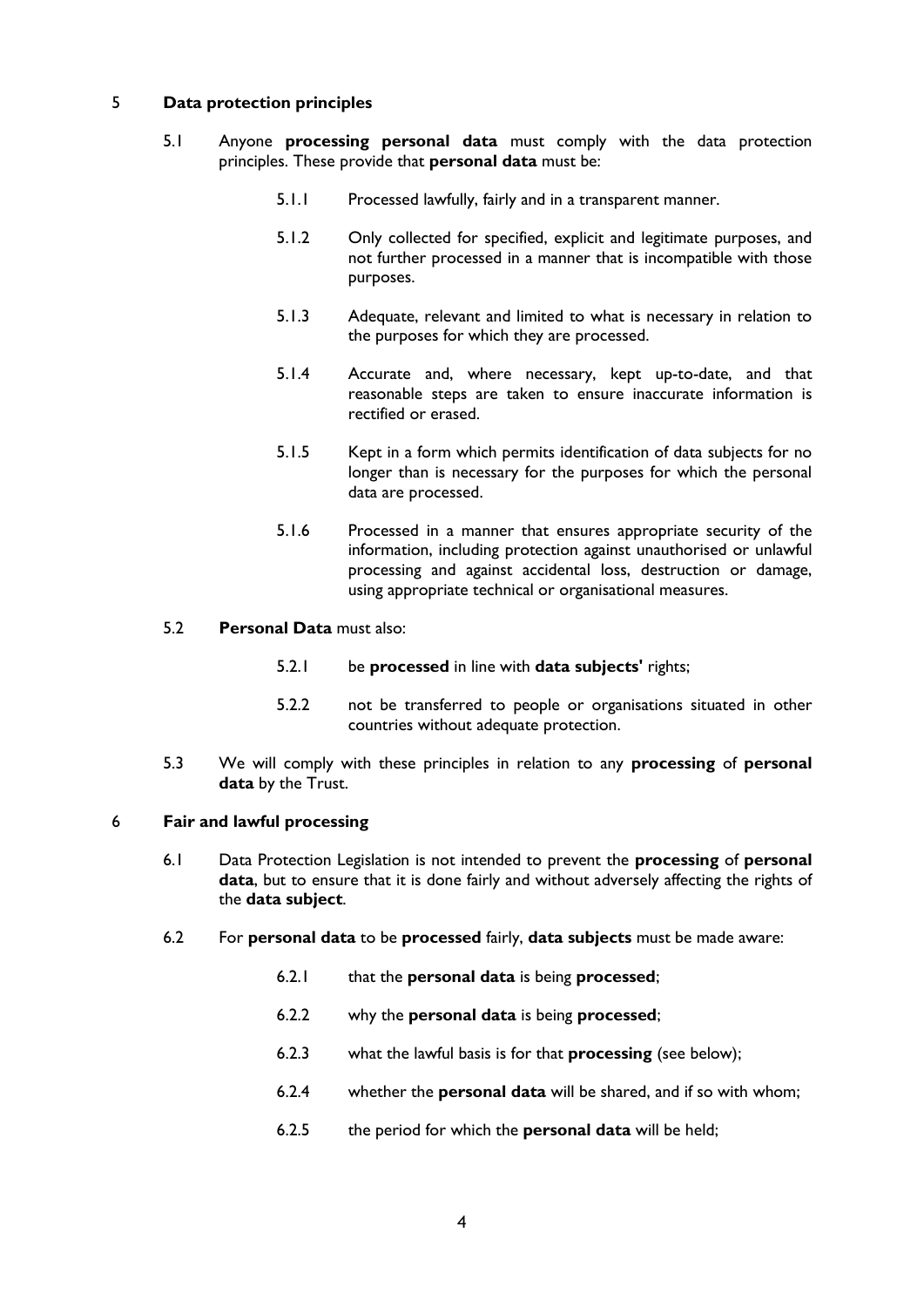## 5 Data protection principles

5.1 Anyone **processing personal data** must comply with the data protection principles. These provide that **personal data** must be:

5.1.1 Processed lawfully, fairly and in a transparent manner.

5.1.2 Only collected for specified, explicit and legitimate purposes, and not further processed in a manner that is incompatible with those purposes.

5.1.3 Adequate, relevant and limited to what is necessary in relation to the purposes for which they are processed.

5.1.4 Accurate and, where necessary, kept up-to-date, and that reasonable steps are taken to ensure inaccurate information is rectified or erased.

5.1.5 Kept in a form which permits identification of data subjects for no longer than is necessary for the purposes for which the personal data are processed.

5.1.6 Processed in a manner that ensures appropriate security of the information, including protection against unauthorised or unlawful processing and against accidental loss, destruction or damage, using appropriate technical or organisational measures.

5.2 **Personal Data** must also:

5.2.1 be **processed** in line with **data subjects'** rights;

5.2.2 not be transferred to people or organisations situated in other countries without adequate protection.

5.3 We will comply with these principles in relation to any **processing** of **personal data** by the Trust.

## 6 Fair and lawful processing

6.1 Data Protection Legislation is not intended to prevent the **processing** of **personal data**, but to ensure that it is done fairly and without adversely affecting the rights of the **data subject**.

6.2 For **personal data** to be **processed** fairly, **data subjects** must be made aware:

6.2.1 that the **personal data** is being **processed**;

6.2.2 why the **personal data** is being **processed**;

6.2.3 what the lawful basis is for that **processing** (see below);

6.2.4 whether the **personal data** will be shared, and if so with whom;

6.2.5 the period for which the **personal data** will be held;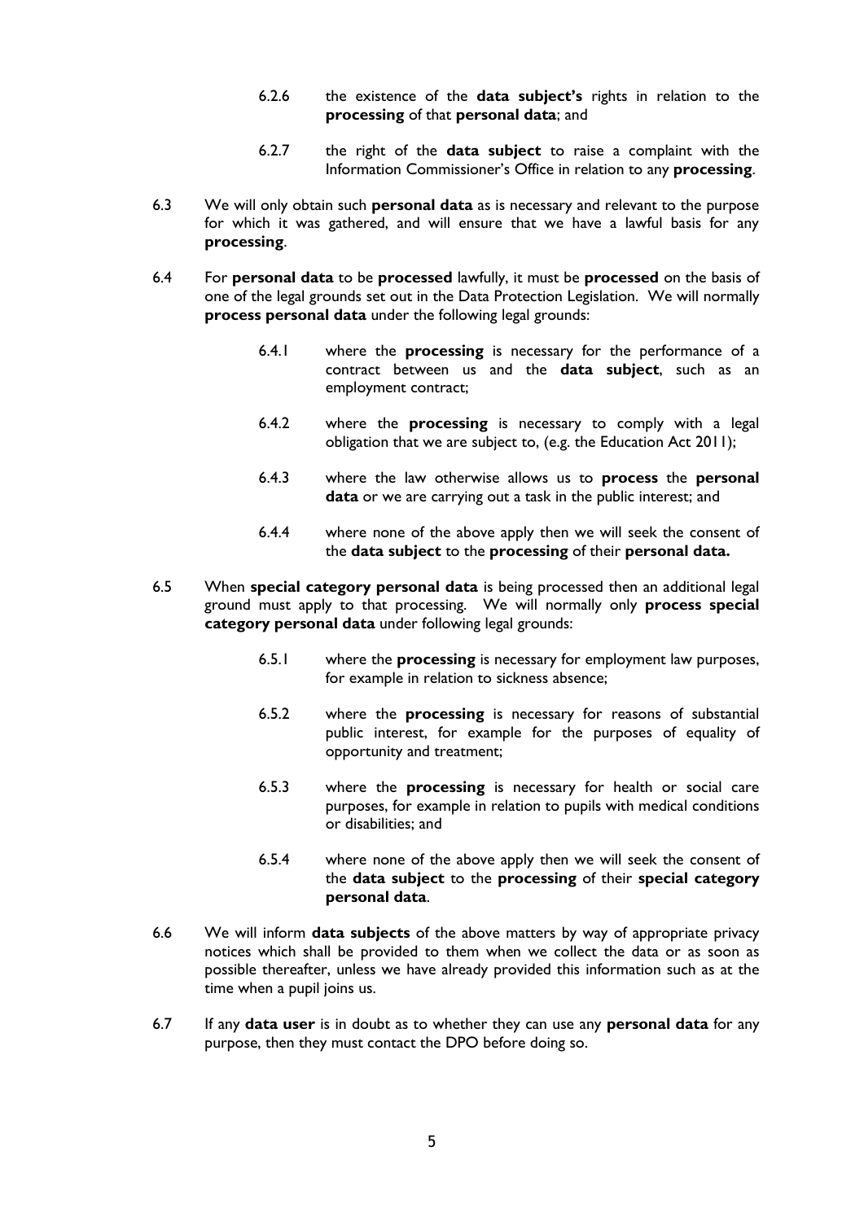6.2.6 the existence of the **data subject's** rights in relation to the **processing** of that **personal data**; and

6.2.7 the right of the **data subject** to raise a complaint with the Information Commissioner's Office in relation to any **processing**.

6.3 We will only obtain such **personal data** as is necessary and relevant to the purpose for which it was gathered, and will ensure that we have a lawful basis for any **processing**.

6.4 For **personal data** to be **processed** lawfully, it must be **processed** on the basis of one of the legal grounds set out in the Data Protection Legislation. We will normally **process personal data** under the following legal grounds:

6.4.1 where the **processing** is necessary for the performance of a contract between us and the **data subject**, such as an employment contract;

6.4.2 where the **processing** is necessary to comply with a legal obligation that we are subject to, (e.g. the Education Act 2011);

6.4.3 where the law otherwise allows us to **process** the **personal data** or we are carrying out a task in the public interest; and

6.4.4 where none of the above apply then we will seek the consent of the **data subject** to the **processing** of their **personal data.**

6.5 When **special category personal data** is being processed then an additional legal ground must apply to that processing. We will normally only **process special category personal data** under following legal grounds:

6.5.1 where the **processing** is necessary for employment law purposes, for example in relation to sickness absence;

6.5.2 where the **processing** is necessary for reasons of substantial public interest, for example for the purposes of equality of opportunity and treatment;

6.5.3 where the **processing** is necessary for health or social care purposes, for example in relation to pupils with medical conditions or disabilities; and

6.5.4 where none of the above apply then we will seek the consent of the **data subject** to the **processing** of their **special category personal data**.

6.6 We will inform **data subjects** of the above matters by way of appropriate privacy notices which shall be provided to them when we collect the data or as soon as possible thereafter, unless we have already provided this information such as at the time when a pupil joins us.

6.7 If any **data user** is in doubt as to whether they can use any **personal data** for any purpose, then they must contact the DPO before doing so.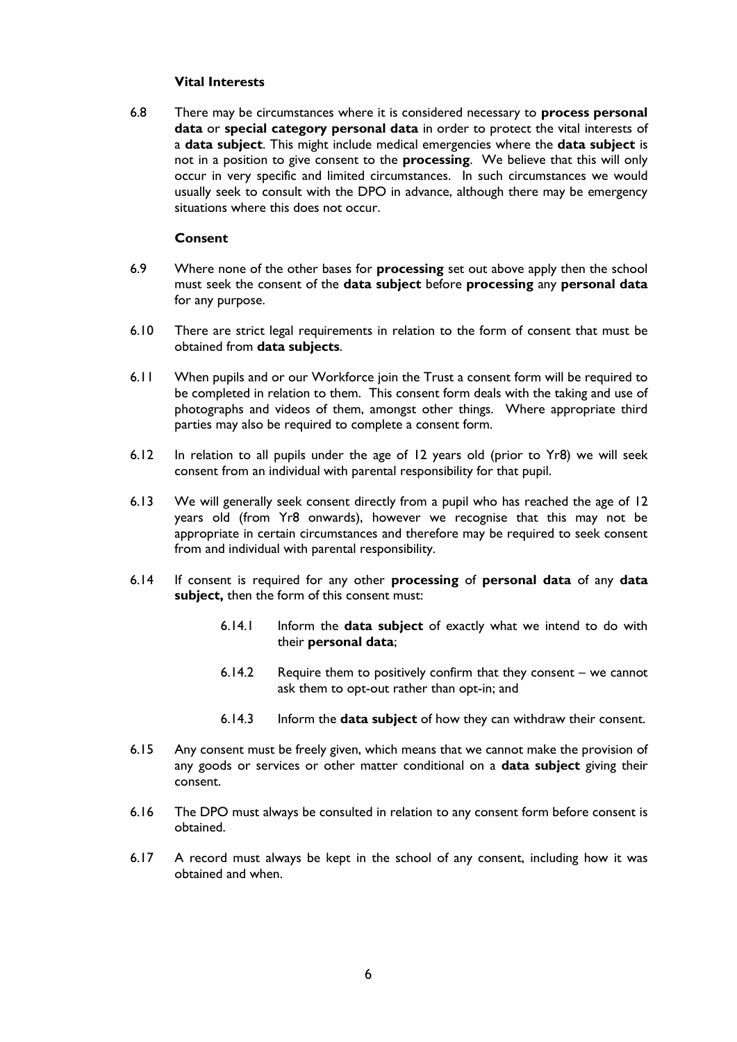**Vital Interests**

6.8 There may be circumstances where it is considered necessary to **process personal data** or **special category personal data** in order to protect the vital interests of a **data subject**. This might include medical emergencies where the **data subject** is not in a position to give consent to the **processing**. We believe that this will only occur in very specific and limited circumstances. In such circumstances we would usually seek to consult with the DPO in advance, although there may be emergency situations where this does not occur.

**Consent**

6.9 Where none of the other bases for **processing** set out above apply then the school must seek the consent of the **data subject** before **processing** any **personal data** for any purpose.

6.10 There are strict legal requirements in relation to the form of consent that must be obtained from **data subjects**.

6.11 When pupils and or our Workforce join the Trust a consent form will be required to be completed in relation to them. This consent form deals with the taking and use of photographs and videos of them, amongst other things. Where appropriate third parties may also be required to complete a consent form.

6.12 In relation to all pupils under the age of 12 years old (prior to Yr8) we will seek consent from an individual with parental responsibility for that pupil.

6.13 We will generally seek consent directly from a pupil who has reached the age of 12 years old (from Yr8 onwards), however we recognise that this may not be appropriate in certain circumstances and therefore may be required to seek consent from and individual with parental responsibility.

6.14 If consent is required for any other **processing** of **personal data** of any **data subject,** then the form of this consent must:

- 6.14.1 Inform the **data subject** of exactly what we intend to do with their **personal data**;
- 6.14.2 Require them to positively confirm that they consent – we cannot ask them to opt-out rather than opt-in; and
- 6.14.3 Inform the **data subject** of how they can withdraw their consent.

6.15 Any consent must be freely given, which means that we cannot make the provision of any goods or services or other matter conditional on a **data subject** giving their consent.

6.16 The DPO must always be consulted in relation to any consent form before consent is obtained.

6.17 A record must always be kept in the school of any consent, including how it was obtained and when.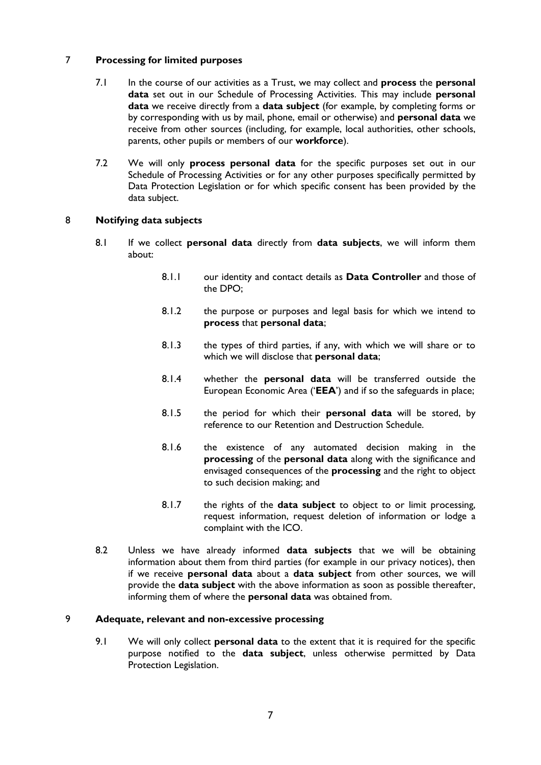## 7 **Processing for limited purposes**

7.1 In the course of our activities as a Trust, we may collect and **process** the **personal data** set out in our Schedule of Processing Activities. This may include **personal data** we receive directly from a **data subject** (for example, by completing forms or by corresponding with us by mail, phone, email or otherwise) and **personal data** we receive from other sources (including, for example, local authorities, other schools, parents, other pupils or members of our **workforce**).

7.2 We will only **process personal data** for the specific purposes set out in our Schedule of Processing Activities or for any other purposes specifically permitted by Data Protection Legislation or for which specific consent has been provided by the data subject.

## 8 **Notifying data subjects**

8.1 If we collect **personal data** directly from **data subjects**, we will inform them about:

8.1.1 our identity and contact details as **Data Controller** and those of the DPO;

8.1.2 the purpose or purposes and legal basis for which we intend to **process** that **personal data**;

8.1.3 the types of third parties, if any, with which we will share or to which we will disclose that **personal data**;

8.1.4 whether the **personal data** will be transferred outside the European Economic Area ('**EEA**') and if so the safeguards in place;

8.1.5 the period for which their **personal data** will be stored, by reference to our Retention and Destruction Schedule.

8.1.6 the existence of any automated decision making in the **processing** of the **personal data** along with the significance and envisaged consequences of the **processing** and the right to object to such decision making; and

8.1.7 the rights of the **data subject** to object to or limit processing, request information, request deletion of information or lodge a complaint with the ICO.

8.2 Unless we have already informed **data subjects** that we will be obtaining information about them from third parties (for example in our privacy notices), then if we receive **personal data** about a **data subject** from other sources, we will provide the **data subject** with the above information as soon as possible thereafter, informing them of where the **personal data** was obtained from.

## 9 **Adequate, relevant and non-excessive processing**

9.1 We will only collect **personal data** to the extent that it is required for the specific purpose notified to the **data subject**, unless otherwise permitted by Data Protection Legislation.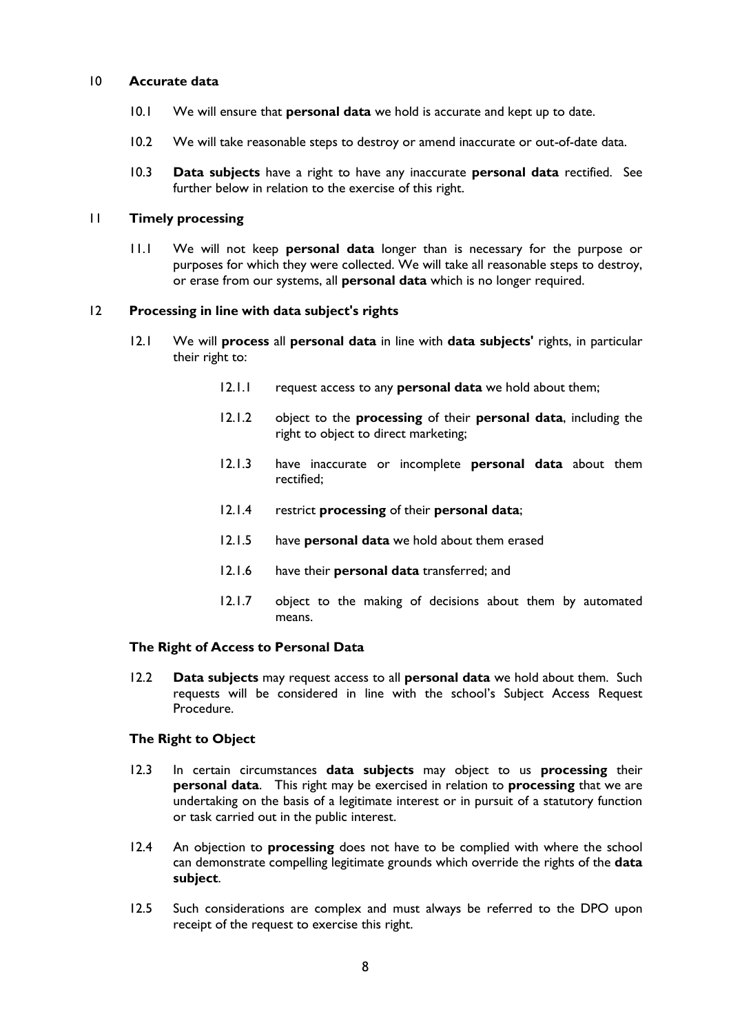## 10 Accurate data

10.1 We will ensure that **personal data** we hold is accurate and kept up to date.

10.2 We will take reasonable steps to destroy or amend inaccurate or out-of-date data.

10.3 **Data subjects** have a right to have any inaccurate **personal data** rectified. See further below in relation to the exercise of this right.

## 11 Timely processing

11.1 We will not keep **personal data** longer than is necessary for the purpose or purposes for which they were collected. We will take all reasonable steps to destroy, or erase from our systems, all **personal data** which is no longer required.

## 12 Processing in line with data subject's rights

12.1 We will **process** all **personal data** in line with **data subjects'** rights, in particular their right to:

12.1.1 request access to any **personal data** we hold about them;

12.1.2 object to the **processing** of their **personal data**, including the right to object to direct marketing;

12.1.3 have inaccurate or incomplete **personal data** about them rectified;

12.1.4 restrict **processing** of their **personal data**;

12.1.5 have **personal data** we hold about them erased

12.1.6 have their **personal data** transferred; and

12.1.7 object to the making of decisions about them by automated means.

### The Right of Access to Personal Data

12.2 **Data subjects** may request access to all **personal data** we hold about them. Such requests will be considered in line with the school's Subject Access Request Procedure.

### The Right to Object

12.3 In certain circumstances **data subjects** may object to us **processing** their **personal data**. This right may be exercised in relation to **processing** that we are undertaking on the basis of a legitimate interest or in pursuit of a statutory function or task carried out in the public interest.

12.4 An objection to **processing** does not have to be complied with where the school can demonstrate compelling legitimate grounds which override the rights of the **data subject**.

12.5 Such considerations are complex and must always be referred to the DPO upon receipt of the request to exercise this right.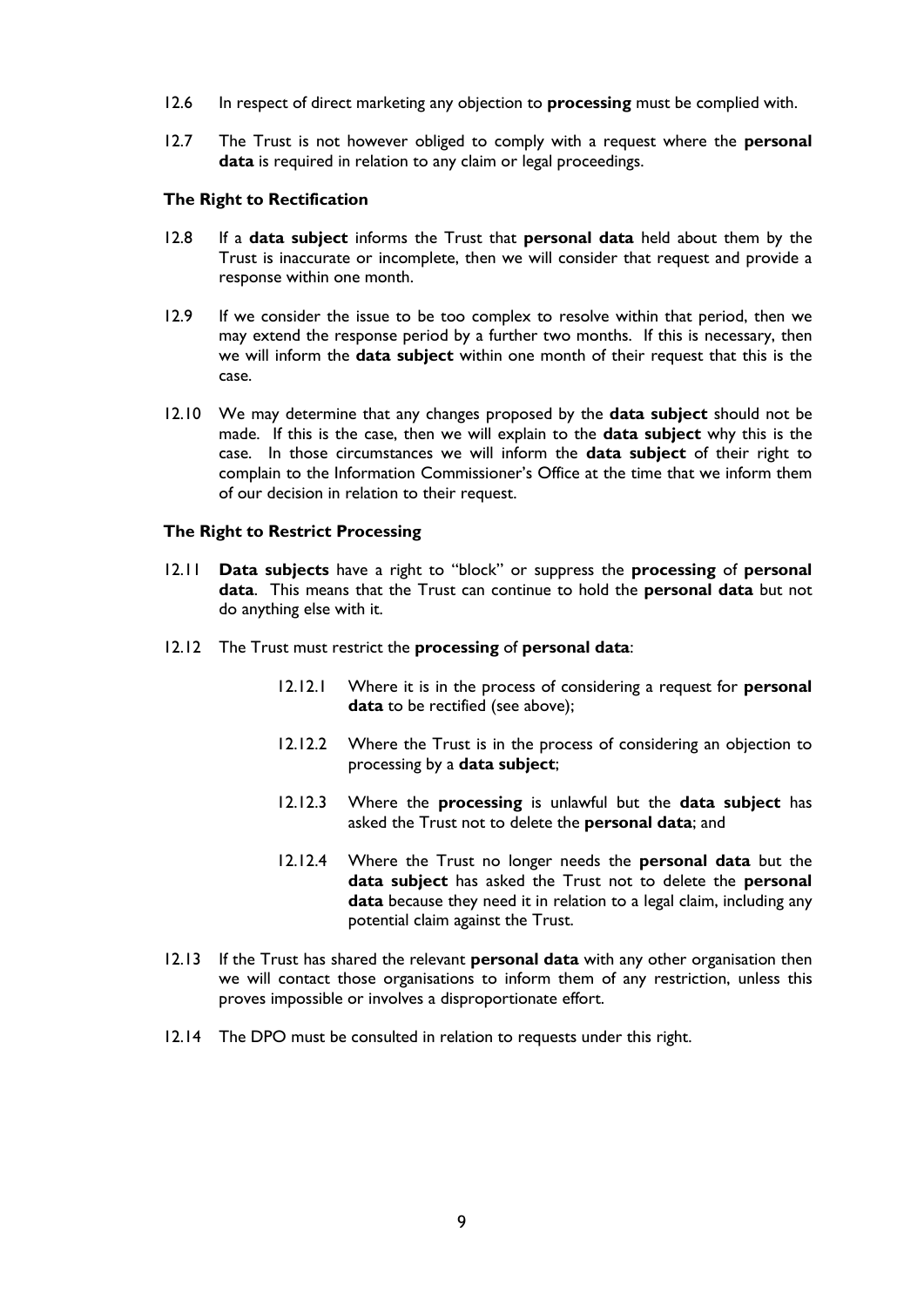12.6 In respect of direct marketing any objection to **processing** must be complied with.

12.7 The Trust is not however obliged to comply with a request where the **personal data** is required in relation to any claim or legal proceedings.

**The Right to Rectification**

12.8 If a **data subject** informs the Trust that **personal data** held about them by the Trust is inaccurate or incomplete, then we will consider that request and provide a response within one month.

12.9 If we consider the issue to be too complex to resolve within that period, then we may extend the response period by a further two months. If this is necessary, then we will inform the **data subject** within one month of their request that this is the case.

12.10 We may determine that any changes proposed by the **data subject** should not be made. If this is the case, then we will explain to the **data subject** why this is the case. In those circumstances we will inform the **data subject** of their right to complain to the Information Commissioner's Office at the time that we inform them of our decision in relation to their request.

**The Right to Restrict Processing**

12.11 **Data subjects** have a right to "block" or suppress the **processing** of **personal data**. This means that the Trust can continue to hold the **personal data** but not do anything else with it.

12.12 The Trust must restrict the **processing** of **personal data**:

12.12.1 Where it is in the process of considering a request for **personal data** to be rectified (see above);

12.12.2 Where the Trust is in the process of considering an objection to processing by a **data subject**;

12.12.3 Where the **processing** is unlawful but the **data subject** has asked the Trust not to delete the **personal data**; and

12.12.4 Where the Trust no longer needs the **personal data** but the **data subject** has asked the Trust not to delete the **personal data** because they need it in relation to a legal claim, including any potential claim against the Trust.

12.13 If the Trust has shared the relevant **personal data** with any other organisation then we will contact those organisations to inform them of any restriction, unless this proves impossible or involves a disproportionate effort.

12.14 The DPO must be consulted in relation to requests under this right.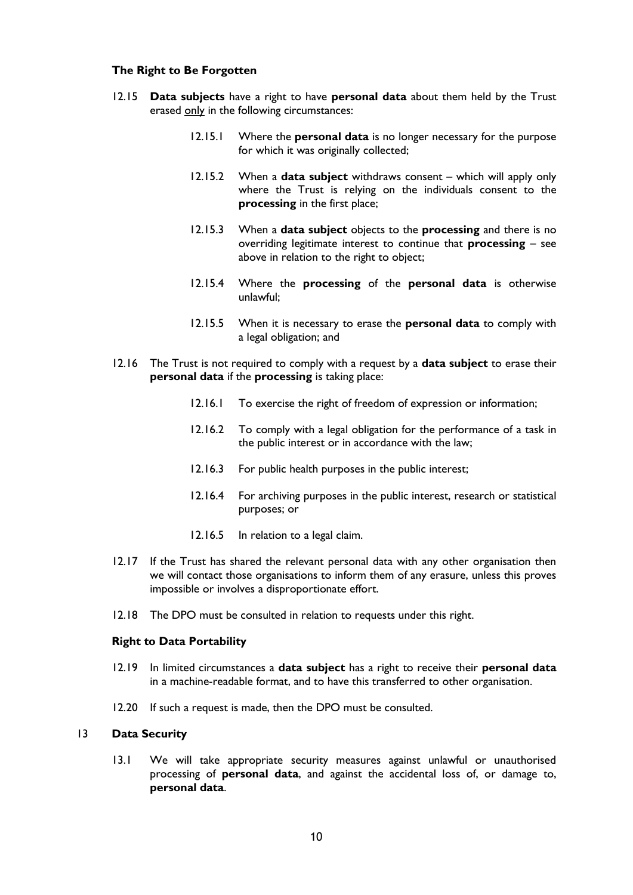### The Right to Be Forgotten

12.15 **Data subjects** have a right to have **personal data** about them held by the Trust erased only in the following circumstances:

12.15.1 Where the **personal data** is no longer necessary for the purpose for which it was originally collected;

12.15.2 When a **data subject** withdraws consent – which will apply only where the Trust is relying on the individuals consent to the **processing** in the first place;

12.15.3 When a **data subject** objects to the **processing** and there is no overriding legitimate interest to continue that **processing** – see above in relation to the right to object;

12.15.4 Where the **processing** of the **personal data** is otherwise unlawful;

12.15.5 When it is necessary to erase the **personal data** to comply with a legal obligation; and

12.16 The Trust is not required to comply with a request by a **data subject** to erase their **personal data** if the **processing** is taking place:

12.16.1 To exercise the right of freedom of expression or information;

12.16.2 To comply with a legal obligation for the performance of a task in the public interest or in accordance with the law;

12.16.3 For public health purposes in the public interest;

12.16.4 For archiving purposes in the public interest, research or statistical purposes; or

12.16.5 In relation to a legal claim.

12.17 If the Trust has shared the relevant personal data with any other organisation then we will contact those organisations to inform them of any erasure, unless this proves impossible or involves a disproportionate effort.

12.18 The DPO must be consulted in relation to requests under this right.

### Right to Data Portability

12.19 In limited circumstances a **data subject** has a right to receive their **personal data** in a machine-readable format, and to have this transferred to other organisation.

12.20 If such a request is made, then the DPO must be consulted.

## 13 Data Security

13.1 We will take appropriate security measures against unlawful or unauthorised processing of **personal data**, and against the accidental loss of, or damage to, **personal data**.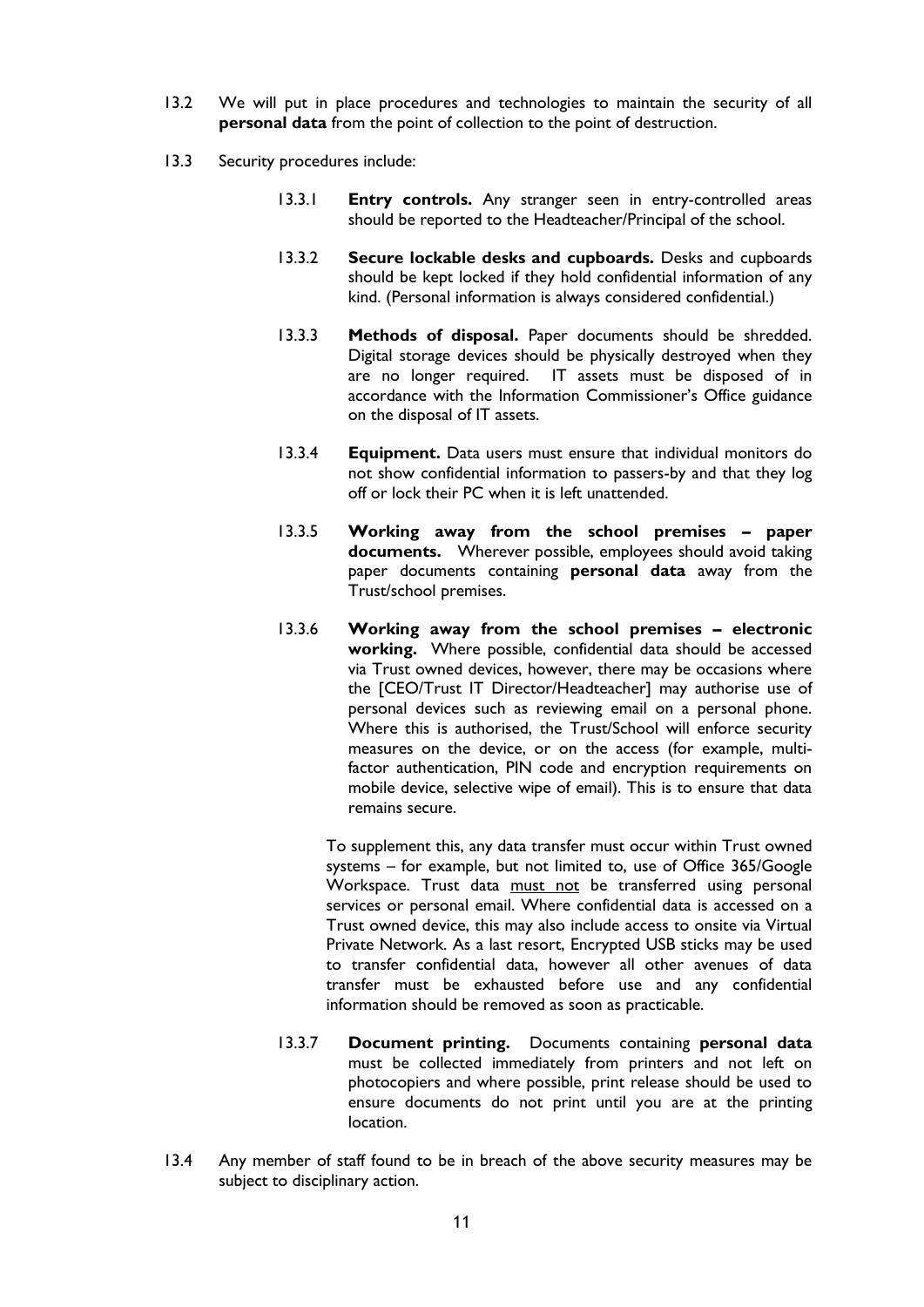13.2 We will put in place procedures and technologies to maintain the security of all **personal data** from the point of collection to the point of destruction.

13.3 Security procedures include:

13.3.1 **Entry controls.** Any stranger seen in entry-controlled areas should be reported to the Headteacher/Principal of the school.

13.3.2 **Secure lockable desks and cupboards.** Desks and cupboards should be kept locked if they hold confidential information of any kind. (Personal information is always considered confidential.)

13.3.3 **Methods of disposal.** Paper documents should be shredded. Digital storage devices should be physically destroyed when they are no longer required. IT assets must be disposed of in accordance with the Information Commissioner's Office guidance on the disposal of IT assets.

13.3.4 **Equipment.** Data users must ensure that individual monitors do not show confidential information to passers-by and that they log off or lock their PC when it is left unattended.

13.3.5 **Working away from the school premises – paper documents.** Wherever possible, employees should avoid taking paper documents containing **personal data** away from the Trust/school premises.

13.3.6 **Working away from the school premises – electronic working.** Where possible, confidential data should be accessed via Trust owned devices, however, there may be occasions where the [CEO/Trust IT Director/Headteacher] may authorise use of personal devices such as reviewing email on a personal phone. Where this is authorised, the Trust/School will enforce security measures on the device, or on the access (for example, multi-factor authentication, PIN code and encryption requirements on mobile device, selective wipe of email). This is to ensure that data remains secure.

To supplement this, any data transfer must occur within Trust owned systems – for example, but not limited to, use of Office 365/Google Workspace. Trust data <u>must not</u> be transferred using personal services or personal email. Where confidential data is accessed on a Trust owned device, this may also include access to onsite via Virtual Private Network. As a last resort, Encrypted USB sticks may be used to transfer confidential data, however all other avenues of data transfer must be exhausted before use and any confidential information should be removed as soon as practicable.

13.3.7 **Document printing.** Documents containing **personal data** must be collected immediately from printers and not left on photocopiers and where possible, print release should be used to ensure documents do not print until you are at the printing location.

13.4 Any member of staff found to be in breach of the above security measures may be subject to disciplinary action.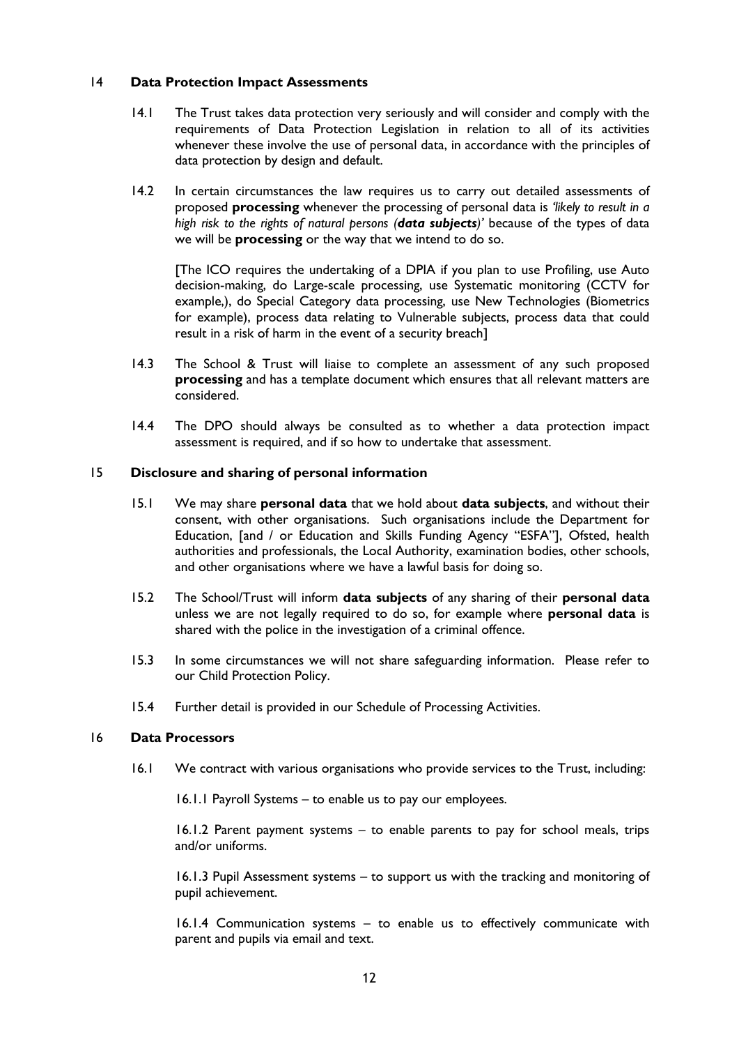## 14 Data Protection Impact Assessments

14.1 The Trust takes data protection very seriously and will consider and comply with the requirements of Data Protection Legislation in relation to all of its activities whenever these involve the use of personal data, in accordance with the principles of data protection by design and default.

14.2 In certain circumstances the law requires us to carry out detailed assessments of proposed **processing** whenever the processing of personal data is *'likely to result in a high risk to the rights of natural persons (**data subjects**)'* because of the types of data we will be **processing** or the way that we intend to do so.

[The ICO requires the undertaking of a DPIA if you plan to use Profiling, use Auto decision-making, do Large-scale processing, use Systematic monitoring (CCTV for example,), do Special Category data processing, use New Technologies (Biometrics for example), process data relating to Vulnerable subjects, process data that could result in a risk of harm in the event of a security breach]

14.3 The School & Trust will liaise to complete an assessment of any such proposed **processing** and has a template document which ensures that all relevant matters are considered.

14.4 The DPO should always be consulted as to whether a data protection impact assessment is required, and if so how to undertake that assessment.

## 15 Disclosure and sharing of personal information

15.1 We may share **personal data** that we hold about **data subjects**, and without their consent, with other organisations. Such organisations include the Department for Education, [and / or Education and Skills Funding Agency "ESFA"], Ofsted, health authorities and professionals, the Local Authority, examination bodies, other schools, and other organisations where we have a lawful basis for doing so.

15.2 The School/Trust will inform **data subjects** of any sharing of their **personal data** unless we are not legally required to do so, for example where **personal data** is shared with the police in the investigation of a criminal offence.

15.3 In some circumstances we will not share safeguarding information. Please refer to our Child Protection Policy.

15.4 Further detail is provided in our Schedule of Processing Activities.

## 16 Data Processors

16.1 We contract with various organisations who provide services to the Trust, including:

16.1.1 Payroll Systems – to enable us to pay our employees.

16.1.2 Parent payment systems – to enable parents to pay for school meals, trips and/or uniforms.

16.1.3 Pupil Assessment systems – to support us with the tracking and monitoring of pupil achievement.

16.1.4 Communication systems – to enable us to effectively communicate with parent and pupils via email and text.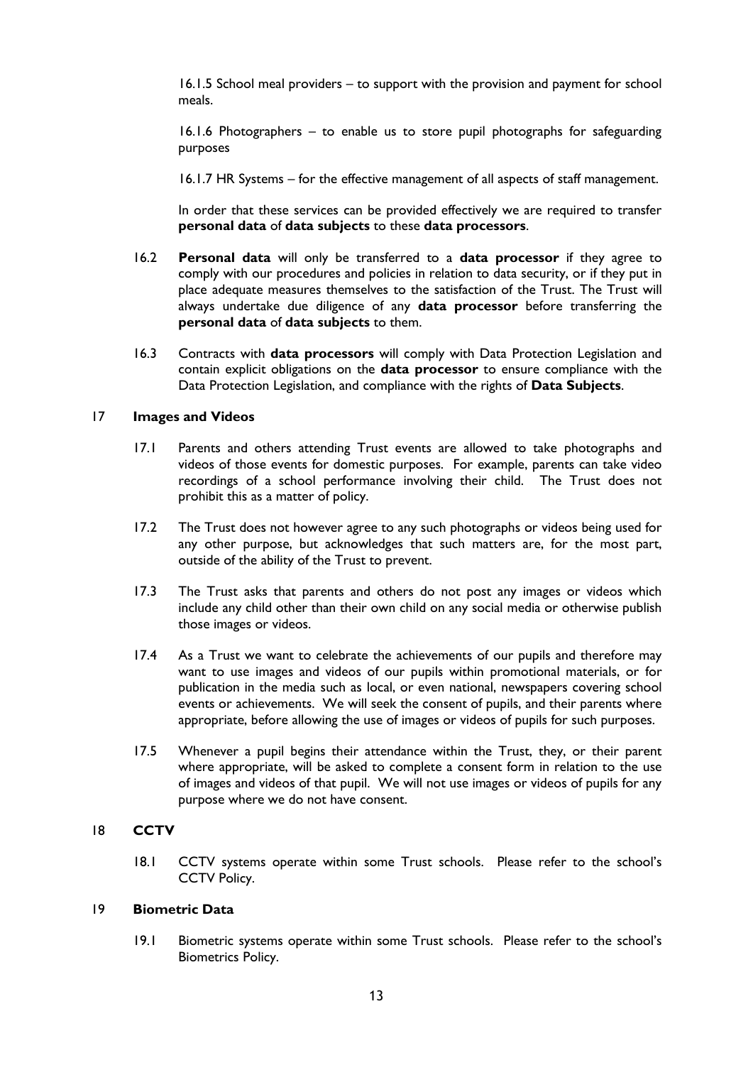16.1.5 School meal providers – to support with the provision and payment for school meals.

16.1.6 Photographers – to enable us to store pupil photographs for safeguarding purposes

16.1.7 HR Systems – for the effective management of all aspects of staff management.

In order that these services can be provided effectively we are required to transfer **personal data** of **data subjects** to these **data processors**.

16.2 **Personal data** will only be transferred to a **data processor** if they agree to comply with our procedures and policies in relation to data security, or if they put in place adequate measures themselves to the satisfaction of the Trust. The Trust will always undertake due diligence of any **data processor** before transferring the **personal data** of **data subjects** to them.

16.3 Contracts with **data processors** will comply with Data Protection Legislation and contain explicit obligations on the **data processor** to ensure compliance with the Data Protection Legislation, and compliance with the rights of **Data Subjects**.

## 17 Images and Videos

17.1 Parents and others attending Trust events are allowed to take photographs and videos of those events for domestic purposes. For example, parents can take video recordings of a school performance involving their child. The Trust does not prohibit this as a matter of policy.

17.2 The Trust does not however agree to any such photographs or videos being used for any other purpose, but acknowledges that such matters are, for the most part, outside of the ability of the Trust to prevent.

17.3 The Trust asks that parents and others do not post any images or videos which include any child other than their own child on any social media or otherwise publish those images or videos.

17.4 As a Trust we want to celebrate the achievements of our pupils and therefore may want to use images and videos of our pupils within promotional materials, or for publication in the media such as local, or even national, newspapers covering school events or achievements. We will seek the consent of pupils, and their parents where appropriate, before allowing the use of images or videos of pupils for such purposes.

17.5 Whenever a pupil begins their attendance within the Trust, they, or their parent where appropriate, will be asked to complete a consent form in relation to the use of images and videos of that pupil. We will not use images or videos of pupils for any purpose where we do not have consent.

## 18 CCTV

18.1 CCTV systems operate within some Trust schools. Please refer to the school's CCTV Policy.

## 19 Biometric Data

19.1 Biometric systems operate within some Trust schools. Please refer to the school's Biometrics Policy.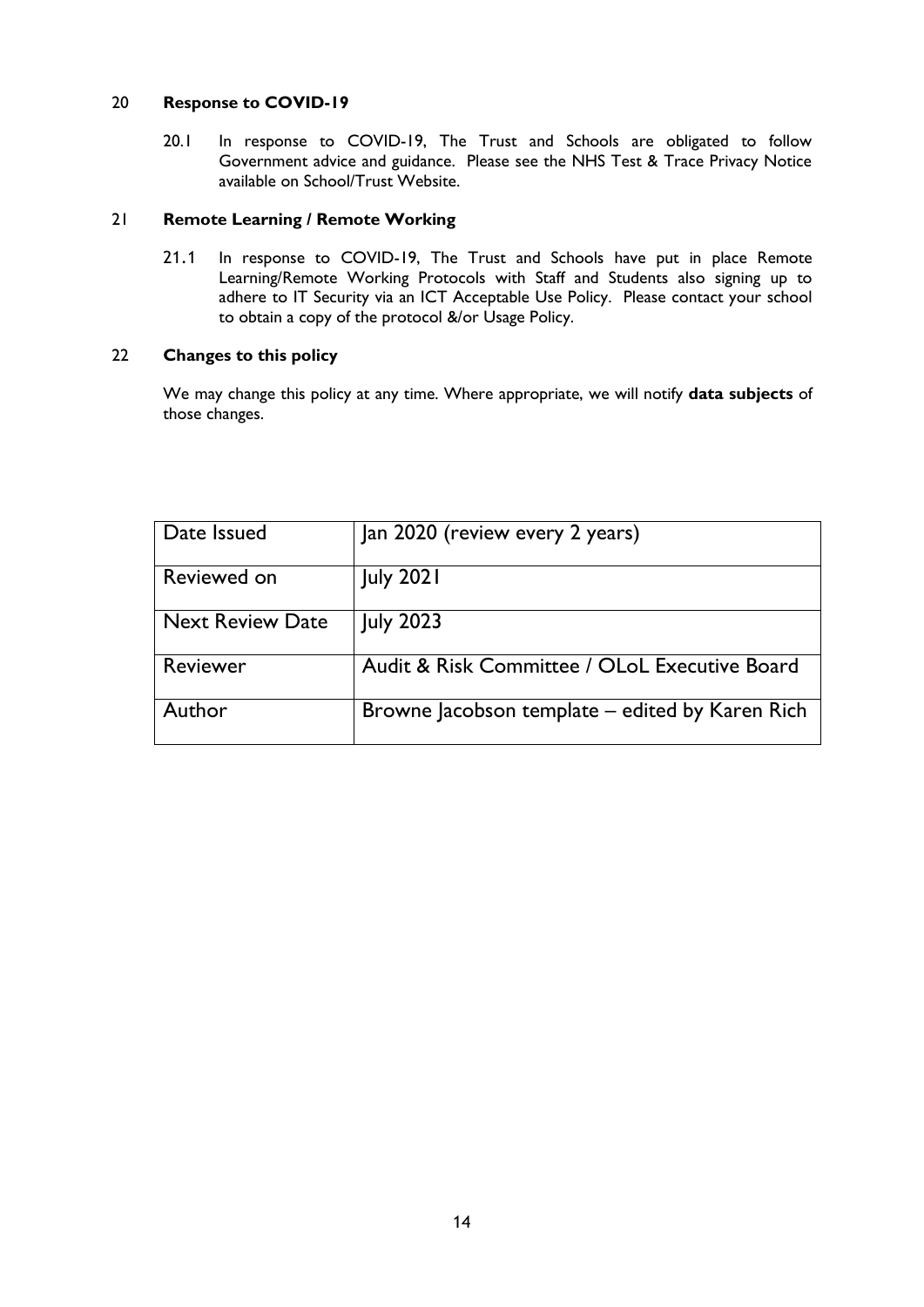## 20 Response to COVID-19

20.1 In response to COVID-19, The Trust and Schools are obligated to follow Government advice and guidance. Please see the NHS Test & Trace Privacy Notice available on School/Trust Website.

## 21 Remote Learning / Remote Working

21.1 In response to COVID-19, The Trust and Schools have put in place Remote Learning/Remote Working Protocols with Staff and Students also signing up to adhere to IT Security via an ICT Acceptable Use Policy. Please contact your school to obtain a copy of the protocol &/or Usage Policy.

## 22 Changes to this policy

We may change this policy at any time. Where appropriate, we will notify **data subjects** of those changes.

| | |
|---|---|
| Date Issued | Jan 2020 (review every 2 years) |
| Reviewed on | July 2021 |
| Next Review Date | July 2023 |
| Reviewer | Audit & Risk Committee / OLoL Executive Board |
| Author | Browne Jacobson template – edited by Karen Rich |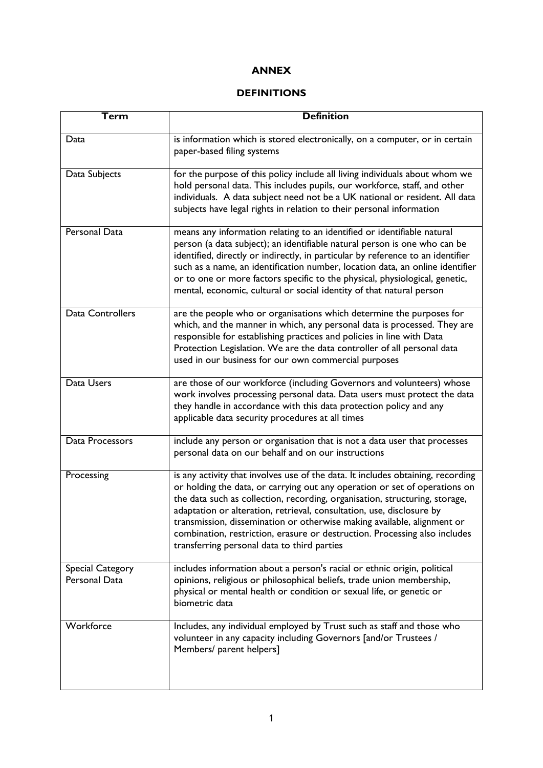# ANNEX

## DEFINITIONS

| Term | Definition |
|---|---|
| Data | is information which is stored electronically, on a computer, or in certain paper-based filing systems |
| Data Subjects | for the purpose of this policy include all living individuals about whom we hold personal data. This includes pupils, our workforce, staff, and other individuals. A data subject need not be a UK national or resident. All data subjects have legal rights in relation to their personal information |
| Personal Data | means any information relating to an identified or identifiable natural person (a data subject); an identifiable natural person is one who can be identified, directly or indirectly, in particular by reference to an identifier such as a name, an identification number, location data, an online identifier or to one or more factors specific to the physical, physiological, genetic, mental, economic, cultural or social identity of that natural person |
| Data Controllers | are the people who or organisations which determine the purposes for which, and the manner in which, any personal data is processed. They are responsible for establishing practices and policies in line with Data Protection Legislation. We are the data controller of all personal data used in our business for our own commercial purposes |
| Data Users | are those of our workforce (including Governors and volunteers) whose work involves processing personal data. Data users must protect the data they handle in accordance with this data protection policy and any applicable data security procedures at all times |
| Data Processors | include any person or organisation that is not a data user that processes personal data on our behalf and on our instructions |
| Processing | is any activity that involves use of the data. It includes obtaining, recording or holding the data, or carrying out any operation or set of operations on the data such as collection, recording, organisation, structuring, storage, adaptation or alteration, retrieval, consultation, use, disclosure by transmission, dissemination or otherwise making available, alignment or combination, restriction, erasure or destruction. Processing also includes transferring personal data to third parties |
| Special Category Personal Data | includes information about a person's racial or ethnic origin, political opinions, religious or philosophical beliefs, trade union membership, physical or mental health or condition or sexual life, or genetic or biometric data |
| Workforce | Includes, any individual employed by Trust such as staff and those who volunteer in any capacity including Governors [and/or Trustees / Members/ parent helpers] |